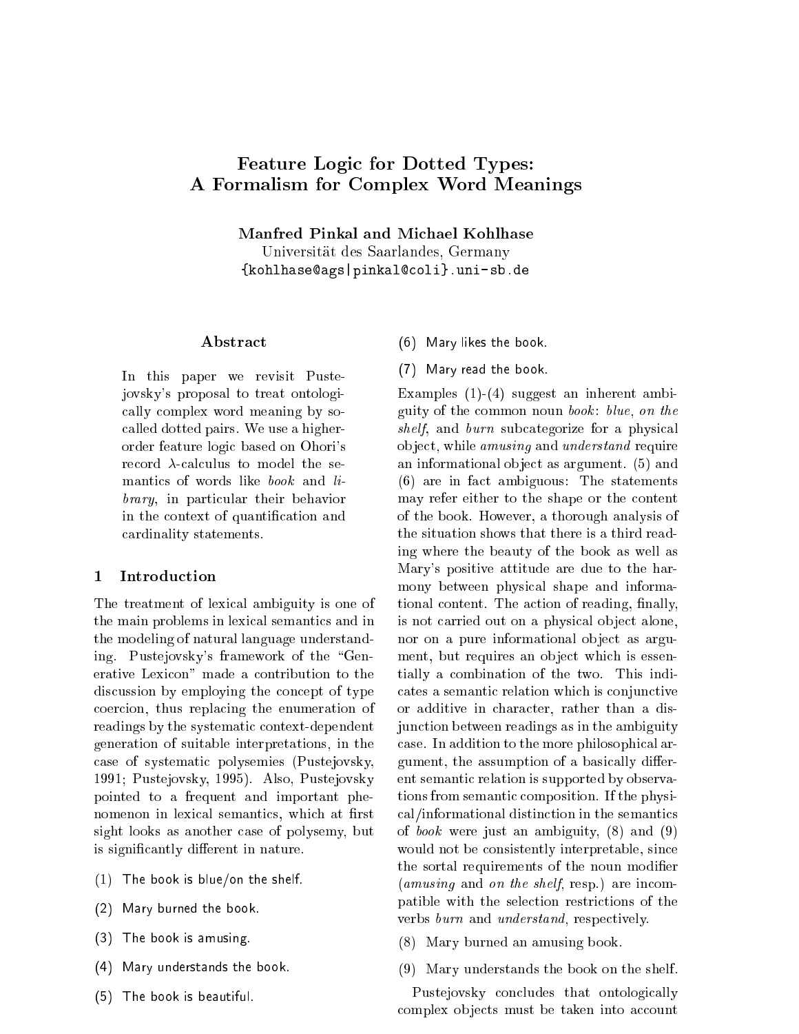# Feature Logic for Dotted Types: A Formalism for Complex Word Meanings

**Manfred Pinkal and Michael Kohlhase**
Universität des Saarlandes, Germany
{kohlhase@ags|pinkal@coli}.uni-sb.de

## Abstract

In this paper we revisit Pustejovsky's proposal to treat ontologically complex word meaning by so-called dotted pairs. We use a higher-order feature logic based on Ohori's record $\lambda$-calculus to model the semantics of words like *book* and *library*, in particular their behavior in the context of quantification and cardinality statements.

## 1 Introduction

The treatment of lexical ambiguity is one of the main problems in lexical semantics and in the modeling of natural language understanding. Pustejovsky's framework of the "Generative Lexicon" made a contribution to the discussion by employing the concept of type coercion, thus replacing the enumeration of readings by the systematic context-dependent generation of suitable interpretations, in the case of systematic polysemies (Pustejovsky, 1991; Pustejovsky, 1995). Also, Pustejovsky pointed to a frequent and important phenomenon in lexical semantics, which at first sight looks as another case of polysemy, but is significantly different in nature.

(1) The book is blue/on the shelf.

(2) Mary burned the book.

(3) The book is amusing.

(4) Mary understands the book.

(5) The book is beautiful.

(6) Mary likes the book.

(7) Mary read the book.

Examples (1)-(4) suggest an inherent ambiguity of the common noun *book*: *blue*, *on the shelf*, and *burn* subcategorize for a physical object, while *amusing* and *understand* require an informational object as argument. (5) and (6) are in fact ambiguous: The statements may refer either to the shape or the content of the book. However, a thorough analysis of the situation shows that there is a third reading where the beauty of the book as well as Mary's positive attitude are due to the harmony between physical shape and informational content. The action of reading, finally, is not carried out on a physical object alone, nor on a pure informational object as argument, but requires an object which is essentially a combination of the two. This indicates a semantic relation which is conjunctive or additive in character, rather than a disjunction between readings as in the ambiguity case. In addition to the more philosophical argument, the assumption of a basically different semantic relation is supported by observations from semantic composition. If the physical/informational distinction in the semantics of *book* were just an ambiguity, (8) and (9) would not be consistently interpretable, since the sortal requirements of the noun modifier (*amusing* and *on the shelf*, resp.) are incompatible with the selection restrictions of the verbs *burn* and *understand*, respectively.

(8) Mary burned an amusing book.

(9) Mary understands the book on the shelf.

Pustejovsky concludes that ontologically complex objects must be taken into account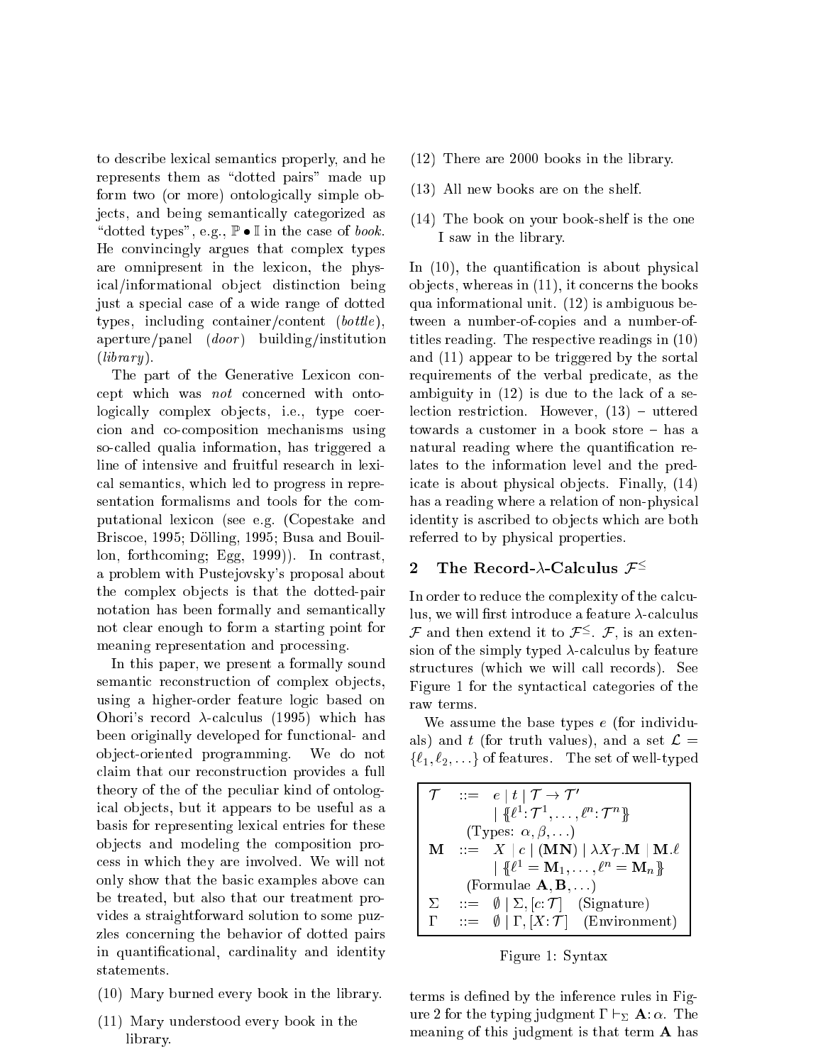to describe lexical semantics properly, and he represents them as "dotted pairs" made up form two (or more) ontologically simple objects, and being semantically categorized as "dotted types", e.g., $\mathbb{P} \bullet \mathbb{I}$ in the case of *book*. He convincingly argues that complex types are omnipresent in the lexicon, the physical/informational object distinction being just a special case of a wide range of dotted types, including container/content (*bottle*), aperture/panel (*door*) building/institution (*library*).

The part of the Generative Lexicon concept which was *not* concerned with ontologically complex objects, i.e., type coercion and co-composition mechanisms using so-called qualia information, has triggered a line of intensive and fruitful research in lexical semantics, which led to progress in representation formalisms and tools for the computational lexicon (see e.g. (Copestake and Briscoe, 1995; Dölling, 1995; Busa and Bouillon, forthcoming; Egg, 1999)). In contrast, a problem with Pustejovsky's proposal about the complex objects is that the dotted-pair notation has been formally and semantically not clear enough to form a starting point for meaning representation and processing.

In this paper, we present a formally sound semantic reconstruction of complex objects, using a higher-order feature logic based on Ohori's record $\lambda$-calculus (1995) which has been originally developed for functional- and object-oriented programming. We do not claim that our reconstruction provides a full theory of the of the peculiar kind of ontological objects, but it appears to be useful as a basis for representing lexical entries for these objects and modeling the composition process in which they are involved. We will not only show that the basic examples above can be treated, but also that our treatment provides a straightforward solution to some puzzles concerning the behavior of dotted pairs in quantificational, cardinality and identity statements.

(10) Mary burned every book in the library.

(11) Mary understood every book in the library.

(12) There are 2000 books in the library.

(13) All new books are on the shelf.

(14) The book on your book-shelf is the one I saw in the library.

In (10), the quantification is about physical objects, whereas in (11), it concerns the books qua informational unit. (12) is ambiguous between a number-of-copies and a number-of-titles reading. The respective readings in (10) and (11) appear to be triggered by the sortal requirements of the verbal predicate, as the ambiguity in (12) is due to the lack of a selection restriction. However, (13) – uttered towards a customer in a book store – has a natural reading where the quantification relates to the information level and the predicate is about physical objects. Finally, (14) has a reading where a relation of non-physical identity is ascribed to objects which are both referred to by physical properties.

## 2 The Record-$\lambda$-Calculus $\mathcal{F}^{\leq}$

In order to reduce the complexity of the calculus, we will first introduce a feature $\lambda$-calculus $\mathcal{F}$ and then extend it to $\mathcal{F}^{\leq}$. $\mathcal{F}$, is an extension of the simply typed $\lambda$-calculus by feature structures (which we will call records). See Figure 1 for the syntactical categories of the raw terms.

We assume the base types $e$ (for individuals) and $t$ (for truth values), and a set $\mathcal{L} = \{\ell_1, \ell_2, \ldots\}$ of features. The set of well-typed

$$
\begin{array}{lll}
\mathcal{T} & ::= & e \mid t \mid \mathcal{T} \to \mathcal{T}' \\
 & & \mid \{\!\{\ell^1\!:\mathcal{T}^1, \ldots, \ell^n\!:\mathcal{T}^n\}\!\} \\
 & & \text{(Types: } \alpha, \beta, \ldots) \\
\mathbf{M} & ::= & X \mid c \mid (\mathbf{MN}) \mid \lambda X_{\mathcal{T}}.\mathbf{M} \mid \mathbf{M}.\ell \\
 & & \mid \{\!\{\ell^1 = \mathbf{M}_1, \ldots, \ell^n = \mathbf{M}_n\}\!\} \\
 & & \text{(Formulae } \mathbf{A}, \mathbf{B}, \ldots) \\
\Sigma & ::= & \emptyset \mid \Sigma, [c\!:\mathcal{T}] \quad \text{(Signature)} \\
\Gamma & ::= & \emptyset \mid \Gamma, [X\!:\mathcal{T}] \quad \text{(Environment)}
\end{array}
$$

Figure 1: Syntax

terms is defined by the inference rules in Figure 2 for the typing judgment $\Gamma \vdash_\Sigma \mathbf{A}\!:\alpha$. The meaning of this judgment is that term $\mathbf{A}$ has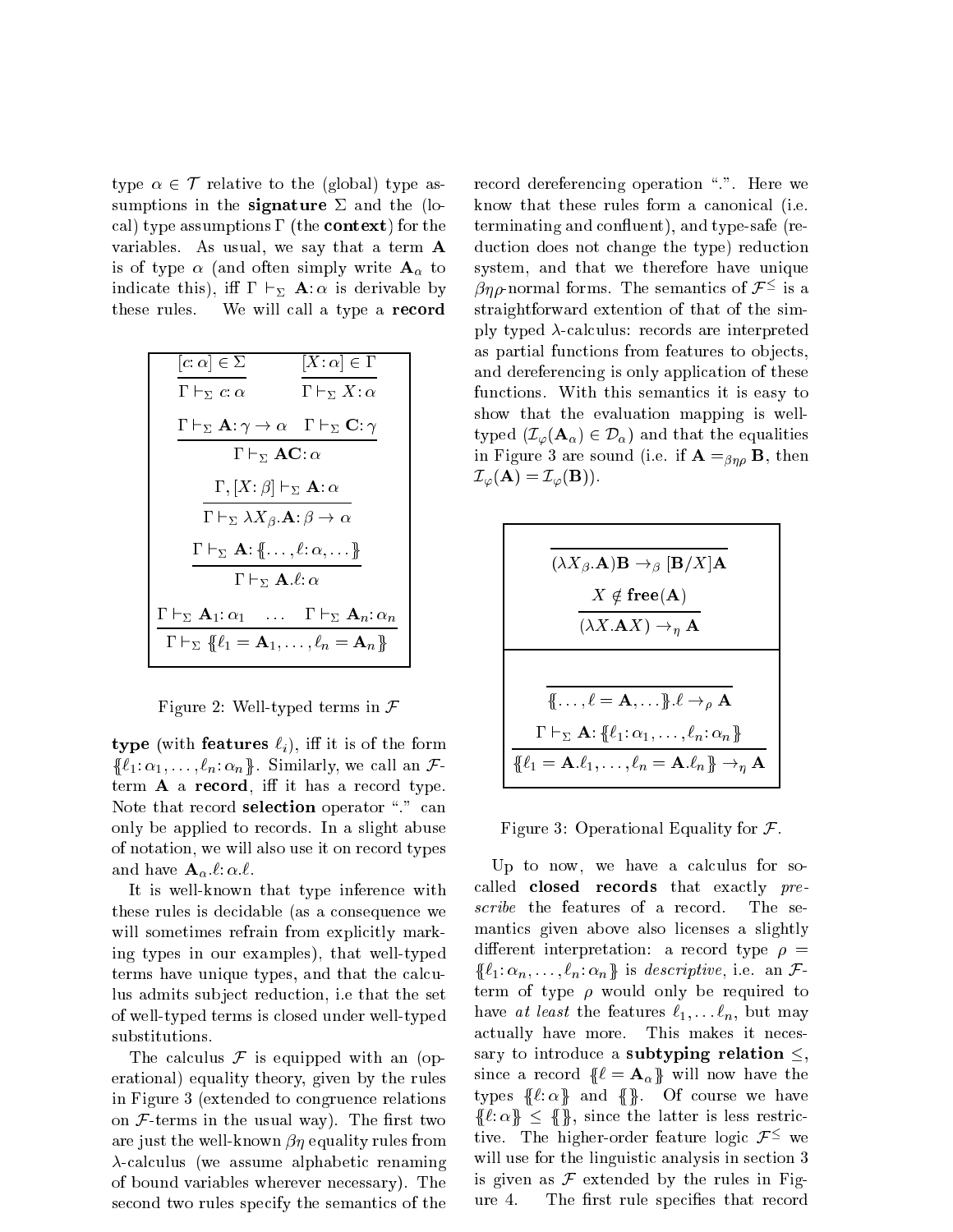type $\alpha \in \mathcal{T}$ relative to the (global) type assumptions in the **signature** $\Sigma$ and the (local) type assumptions $\Gamma$ (the **context**) for the variables. As usual, we say that a term $\mathbf{A}$ is of type $\alpha$ (and often simply write $\mathbf{A}_\alpha$ to indicate this), iff $\Gamma \vdash_\Sigma \mathbf{A}\colon\alpha$ is derivable by these rules. We will call a type a **record**

$$\frac{[c\colon\alpha] \in \Sigma}{\Gamma \vdash_\Sigma c\colon\alpha} \qquad \frac{[X\colon\alpha] \in \Gamma}{\Gamma \vdash_\Sigma X\colon\alpha}$$

$$\frac{\Gamma \vdash_\Sigma \mathbf{A}\colon\gamma \to \alpha \quad \Gamma \vdash_\Sigma \mathbf{C}\colon\gamma}{\Gamma \vdash_\Sigma \mathbf{AC}\colon\alpha}$$

$$\frac{\Gamma, [X\colon\beta] \vdash_\Sigma \mathbf{A}\colon\alpha}{\Gamma \vdash_\Sigma \lambda X_\beta.\mathbf{A}\colon\beta \to \alpha}$$

$$\frac{\Gamma \vdash_\Sigma \mathbf{A}\colon\{\!\{\ldots,\ell\colon\alpha,\ldots\}\!\}}{\Gamma \vdash_\Sigma \mathbf{A}.\ell\colon\alpha}$$

$$\frac{\Gamma \vdash_\Sigma \mathbf{A}_1\colon\alpha_1 \quad \ldots \quad \Gamma \vdash_\Sigma \mathbf{A}_n\colon\alpha_n}{\Gamma \vdash_\Sigma \{\!\{\ell_1 = \mathbf{A}_1,\ldots,\ell_n = \mathbf{A}_n\}\!\}}$$

Figure 2: Well-typed terms in $\mathcal{F}$

**type** (with **features** $\ell_i$), iff it is of the form $\{\!\{\ell_1\colon\alpha_1,\ldots,\ell_n\colon\alpha_n\}\!\}$. Similarly, we call an $\mathcal{F}$-term $\mathbf{A}$ a **record**, iff it has a record type. Note that record **selection** operator "." can only be applied to records. In a slight abuse of notation, we will also use it on record types and have $\mathbf{A}_\alpha.\ell\colon\alpha.\ell$.

It is well-known that type inference with these rules is decidable (as a consequence we will sometimes refrain from explicitly marking types in our examples), that well-typed terms have unique types, and that the calculus admits subject reduction, i.e that the set of well-typed terms is closed under well-typed substitutions.

The calculus $\mathcal{F}$ is equipped with an (operational) equality theory, given by the rules in Figure 3 (extended to congruence relations on $\mathcal{F}$-terms in the usual way). The first two are just the well-known $\beta\eta$ equality rules from $\lambda$-calculus (we assume alphabetic renaming of bound variables wherever necessary). The second two rules specify the semantics of the record dereferencing operation ".". Here we know that these rules form a canonical (i.e. terminating and confluent), and type-safe (reduction does not change the type) reduction system, and that we therefore have unique $\beta\eta\rho$-normal forms. The semantics of $\mathcal{F}^\leq$ is a straightforward extention of that of the simply typed $\lambda$-calculus: records are interpreted as partial functions from features to objects, and dereferencing is only application of these functions. With this semantics it is easy to show that the evaluation mapping is well-typed ($\mathcal{I}_\varphi(\mathbf{A}_\alpha) \in \mathcal{D}_\alpha$) and that the equalities in Figure 3 are sound (i.e. if $\mathbf{A} =_{\beta\eta\rho} \mathbf{B}$, then $\mathcal{I}_\varphi(\mathbf{A}) = \mathcal{I}_\varphi(\mathbf{B})$).

$$\frac{}{(\lambda X_\beta.\mathbf{A})\mathbf{B} \to_\beta [\mathbf{B}/X]\mathbf{A}}$$

$$\frac{X \notin \mathbf{free}(\mathbf{A})}{(\lambda X.\mathbf{A}X) \to_\eta \mathbf{A}}$$

$$\frac{}{\{\!\{\ldots,\ell = \mathbf{A},\ldots\}\!\}.\ell \to_\rho \mathbf{A}}$$

$$\frac{\Gamma \vdash_\Sigma \mathbf{A}\colon\{\!\{\ell_1\colon\alpha_1,\ldots,\ell_n\colon\alpha_n\}\!\}}{\{\!\{\ell_1 = \mathbf{A}.\ell_1,\ldots,\ell_n = \mathbf{A}.\ell_n\}\!\} \to_\eta \mathbf{A}}$$

Figure 3: Operational Equality for $\mathcal{F}$.

Up to now, we have a calculus for so-called **closed records** that exactly *prescribe* the features of a record. The semantics given above also licenses a slightly different interpretation: a record type $\rho = \{\!\{\ell_1\colon\alpha_n,\ldots,\ell_n\colon\alpha_n\}\!\}$ is *descriptive*, i.e. an $\mathcal{F}$-term of type $\rho$ would only be required to have *at least* the features $\ell_1,\ldots\ell_n$, but may actually have more. This makes it necessary to introduce a **subtyping relation** $\leq$, since a record $\{\!\{\ell = \mathbf{A}_\alpha\}\!\}$ will now have the types $\{\!\{\ell\colon\alpha\}\!\}$ and $\{\!\{\}\!\}$. Of course we have $\{\!\{\ell\colon\alpha\}\!\} \leq \{\!\{\}\!\}$, since the latter is less restrictive. The higher-order feature logic $\mathcal{F}^\leq$ we will use for the linguistic analysis in section 3 is given as $\mathcal{F}$ extended by the rules in Figure 4. The first rule specifies that record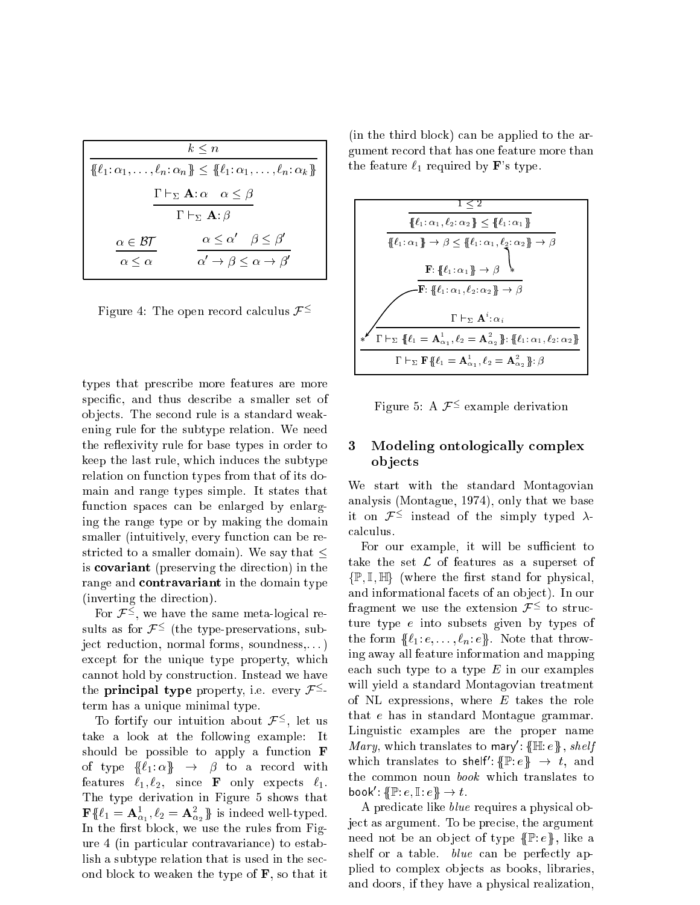$$\frac{k \leq n}{\{\!\{\ell_1 : \alpha_1, \ldots, \ell_n : \alpha_n\}\!\} \leq \{\!\{\ell_1 : \alpha_1, \ldots, \ell_n : \alpha_k\}\!\}}$$

$$\frac{\Gamma \vdash_\Sigma \mathbf{A} : \alpha \quad \alpha \leq \beta}{\Gamma \vdash_\Sigma \mathbf{A} : \beta}$$

$$\frac{\alpha \in \mathcal{BT}}{\alpha \leq \alpha} \qquad \frac{\alpha \leq \alpha' \quad \beta \leq \beta'}{\alpha' \to \beta \leq \alpha \to \beta'}$$

Figure 4: The open record calculus $\mathcal{F}^{\leq}$

types that prescribe more features are more specific, and thus describe a smaller set of objects. The second rule is a standard weakening rule for the subtype relation. We need the reflexivity rule for base types in order to keep the last rule, which induces the subtype relation on function types from that of its domain and range types simple. It states that function spaces can be enlarged by enlarging the range type or by making the domain smaller (intuitively, every function can be restricted to a smaller domain). We say that $\leq$ is **covariant** (preserving the direction) in the range and **contravariant** in the domain type (inverting the direction).

For $\mathcal{F}^{\leq}$, we have the same meta-logical results as for $\mathcal{F}^{\leq}$ (the type-preservations, subject reduction, normal forms, soundness,...) except for the unique type property, which cannot hold by construction. Instead we have the **principal type** property, i.e. every $\mathcal{F}^{\leq}$-term has a unique minimal type.

To fortify our intuition about $\mathcal{F}^{\leq}$, let us take a look at the following example: It should be possible to apply a function $\mathbf{F}$ of type $\{\!\{\ell_1 : \alpha\}\!\} \to \beta$ to a record with features $\ell_1, \ell_2$, since $\mathbf{F}$ only expects $\ell_1$. The type derivation in Figure 5 shows that $\mathbf{F}\{\!\{\ell_1 = \mathbf{A}^1_{\alpha_1}, \ell_2 = \mathbf{A}^2_{\alpha_2}\}\!\}$ is indeed well-typed. In the first block, we use the rules from Figure 4 (in particular contravariance) to establish a subtype relation that is used in the second block to weaken the type of $\mathbf{F}$, so that it (in the third block) can be applied to the argument record that has one feature more than the feature $\ell_1$ required by $\mathbf{F}$'s type.

$$\frac{\dfrac{1 \leq 2}{\{\!\{\ell_1 : \alpha_1, \ell_2 : \alpha_2\}\!\} \leq \{\!\{\ell_1 : \alpha_1\}\!\}}}{\{\!\{\ell_1 : \alpha_1\}\!\} \to \beta \leq \{\!\{\ell_1 : \alpha_1, \ell_2 : \alpha_2\}\!\} \to \beta}$$

$$\frac{\mathbf{F} : \{\!\{\ell_1 : \alpha_1\}\!\} \to \beta \quad *}{\mathbf{F} : \{\!\{\ell_1 : \alpha_1, \ell_2 : \alpha_2\}\!\} \to \beta}$$

$$\frac{* \quad \dfrac{\Gamma \vdash_\Sigma \mathbf{A}^i : \alpha_i}{\Gamma \vdash_\Sigma \{\!\{\ell_1 = \mathbf{A}^1_{\alpha_1}, \ell_2 = \mathbf{A}^2_{\alpha_2}\}\!\} : \{\!\{\ell_1 : \alpha_1, \ell_2 : \alpha_2\}\!\}}}{\Gamma \vdash_\Sigma \mathbf{F}\{\!\{\ell_1 = \mathbf{A}^1_{\alpha_1}, \ell_2 = \mathbf{A}^2_{\alpha_2}\}\!\} : \beta}$$

Figure 5: A $\mathcal{F}^{\leq}$ example derivation

## 3 Modeling ontologically complex objects

We start with the standard Montagovian analysis (Montague, 1974), only that we base it on $\mathcal{F}^{\leq}$ instead of the simply typed $\lambda$-calculus.

For our example, it will be sufficient to take the set $\mathcal{L}$ of features as a superset of $\{\mathbb{P}, \mathbb{I}, \mathbb{H}\}$ (where the first stand for physical, and informational facets of an object). In our fragment we use the extension $\mathcal{F}^{\leq}$ to structure type $e$ into subsets given by types of the form $\{\!\{\ell_1 : e, \ldots, \ell_n : e\}\!\}$. Note that throwing away all feature information and mapping each such type to a type $E$ in our examples will yield a standard Montagovian treatment of NL expressions, where $E$ takes the role that $e$ has in standard Montague grammar. Linguistic examples are the proper name *Mary*, which translates to $\mathsf{mary}' : \{\!\{\mathbb{H} : e\}\!\}$, *shelf* which translates to $\mathsf{shelf}' : \{\!\{\mathbb{P} : e\}\!\} \to t$, and the common noun *book* which translates to $\mathsf{book}' : \{\!\{\mathbb{P} : e, \mathbb{I} : e\}\!\} \to t$.

A predicate like *blue* requires a physical object as argument. To be precise, the argument need not be an object of type $\{\!\{\mathbb{P} : e\}\!\}$, like a shelf or a table. *blue* can be perfectly applied to complex objects as books, libraries, and doors, if they have a physical realization,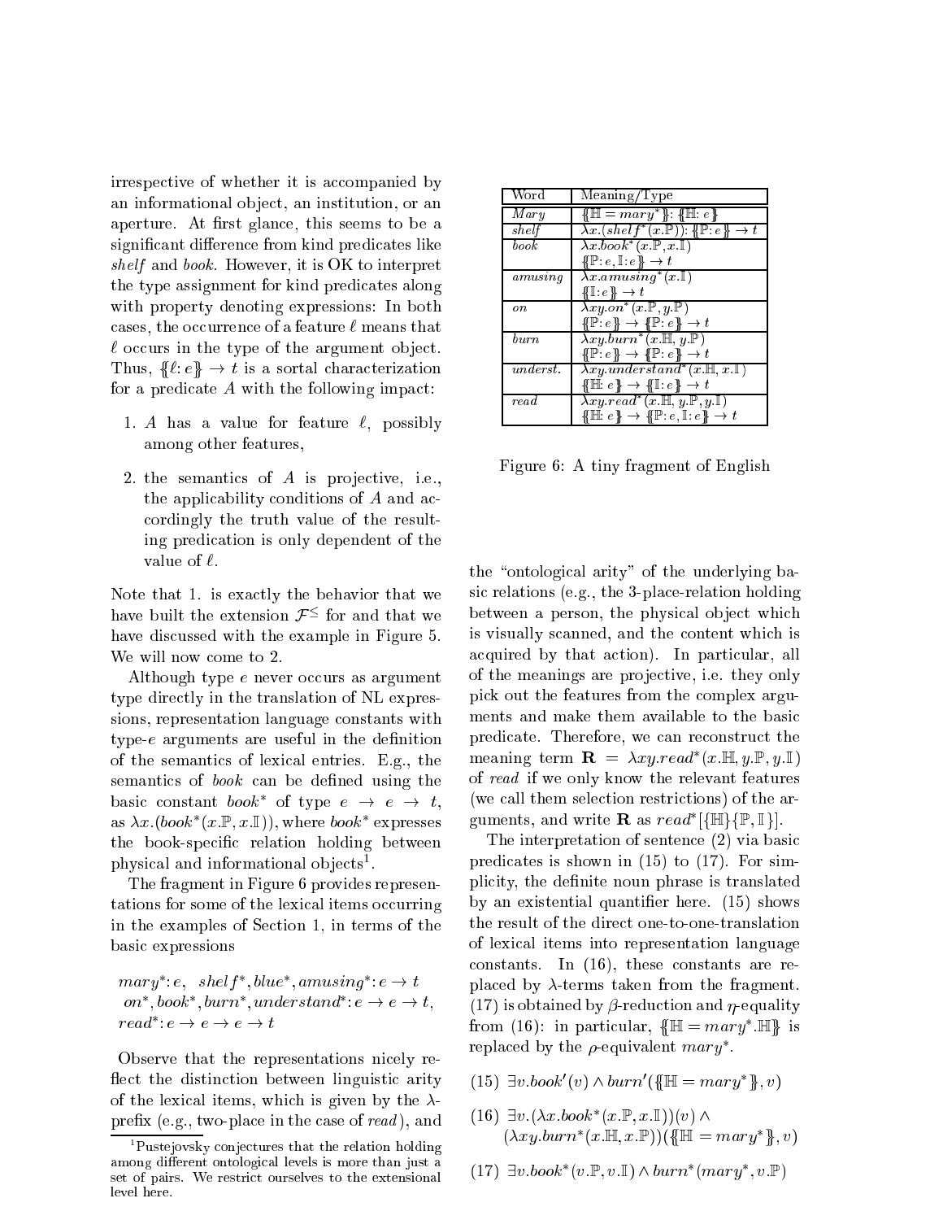irrespective of whether it is accompanied by an informational object, an institution, or an aperture. At first glance, this seems to be a significant difference from kind predicates like *shelf* and *book*. However, it is OK to interpret the type assignment for kind predicates along with property denoting expressions: In both cases, the occurrence of a feature $\ell$ means that $\ell$ occurs in the type of the argument object. Thus, $\{\!\{\ell : e\}\!\} \to t$ is a sortal characterization for a predicate $A$ with the following impact:

1. $A$ has a value for feature $\ell$, possibly among other features,
2. the semantics of $A$ is projective, i.e., the applicability conditions of $A$ and accordingly the truth value of the resulting predication is only dependent of the value of $\ell$.

Note that 1. is exactly the behavior that we have built the extension $\mathcal{F}^{\leq}$ for and that we have discussed with the example in Figure 5. We will now come to 2.

Although type $e$ never occurs as argument type directly in the translation of NL expressions, representation language constants with type-$e$ arguments are useful in the definition of the semantics of lexical entries. E.g., the semantics of *book* can be defined using the basic constant $book^*$ of type $e \to e \to t$, as $\lambda x.(book^*(x.\mathbb{P}, x.\mathbb{I}))$, where $book^*$ expresses the book-specific relation holding between physical and informational objects[1].

The fragment in Figure 6 provides representations for some of the lexical items occurring in the examples of Section 1, in terms of the basic expressions

$$mary^*{:}\,e,\;\; shelf^*, blue^*, amusing^*{:}\,e \to t$$
$$on^*, book^*, burn^*, understand^*{:}\,e \to e \to t,$$
$$read^*{:}\,e \to e \to e \to t$$

Observe that the representations nicely reflect the distinction between linguistic arity of the lexical items, which is given by the $\lambda$-prefix (e.g., two-place in the case of *read*), and the "ontological arity" of the underlying basic relations (e.g., the 3-place-relation holding between a person, the physical object which is visually scanned, and the content which is acquired by that action). In particular, all of the meanings are projective, i.e. they only pick out the features from the complex arguments and make them available to the basic predicate. Therefore, we can reconstruct the meaning term $\mathbf{R} = \lambda xy.read^*(x.\mathbb{H}, y.\mathbb{P}, y.\mathbb{I})$ of *read* if we only know the relevant features (we call them selection restrictions) of the arguments, and write $\mathbf{R}$ as $read^*[\{\mathbb{H}\}\{\mathbb{P},\mathbb{I}\}]$.

| Word | Meaning/Type |
|---|---|
| *Mary* | $\{\!\{\mathbb{H} = mary^*\}\!\}{:}\,\{\!\{\mathbb{H}{:}\,e\}\!\}$ |
| *shelf* | $\lambda x.(shelf^*(x.\mathbb{P})){:}\,\{\!\{\mathbb{P}{:}\,e\}\!\} \to t$ |
| *book* | $\lambda x.book^*(x.\mathbb{P}, x.\mathbb{I})$ <br> $\{\!\{\mathbb{P}{:}\,e, \mathbb{I}{:}\,e\}\!\} \to t$ |
| *amusing* | $\lambda x.amusing^*(x.\mathbb{I})$ <br> $\{\!\{\mathbb{I}{:}\,e\}\!\} \to t$ |
| *on* | $\lambda xy.on^*(x.\mathbb{P}, y.\mathbb{P})$ <br> $\{\!\{\mathbb{P}{:}\,e\}\!\} \to \{\!\{\mathbb{P}{:}\,e\}\!\} \to t$ |
| *burn* | $\lambda xy.burn^*(x.\mathbb{H}, y.\mathbb{P})$ <br> $\{\!\{\mathbb{P}{:}\,e\}\!\} \to \{\!\{\mathbb{P}{:}\,e\}\!\} \to t$ |
| *underst.* | $\lambda xy.understand^*(x.\mathbb{H}, x.\mathbb{I})$ <br> $\{\!\{\mathbb{H}{:}\,e\}\!\} \to \{\!\{\mathbb{I}{:}\,e\}\!\} \to t$ |
| *read* | $\lambda xy.read^*(x.\mathbb{H}, y.\mathbb{P}, y.\mathbb{I})$ <br> $\{\!\{\mathbb{H}{:}\,e\}\!\} \to \{\!\{\mathbb{P}{:}\,e, \mathbb{I}{:}\,e\}\!\} \to t$ |

Figure 6: A tiny fragment of English

The interpretation of sentence (2) via basic predicates is shown in (15) to (17). For simplicity, the definite noun phrase is translated by an existential quantifier here. (15) shows the result of the direct one-to-one-translation of lexical items into representation language constants. In (16), these constants are replaced by $\lambda$-terms taken from the fragment. (17) is obtained by $\beta$-reduction and $\eta$-equality from (16): in particular, $\{\!\{\mathbb{H} = mary^*.\mathbb{H}\}\!\}$ is replaced by the $\rho$-equivalent $mary^*$.

(15) $\exists v.book'(v) \wedge burn'(\{\!\{\mathbb{H} = mary^*\}\!\}, v)$

(16) $\exists v.(\lambda x.book^*(x.\mathbb{P}, x.\mathbb{I}))(v) \wedge$
$(\lambda xy.burn^*(x.\mathbb{H}, x.\mathbb{P}))(\{\!\{\mathbb{H} = mary^*\}\!\}, v)$

(17) $\exists v.book^*(v.\mathbb{P}, v.\mathbb{I}) \wedge burn^*(mary^*, v.\mathbb{P})$

[1] Pustejovsky conjectures that the relation holding among different ontological levels is more than just a set of pairs. We restrict ourselves to the extensional level here.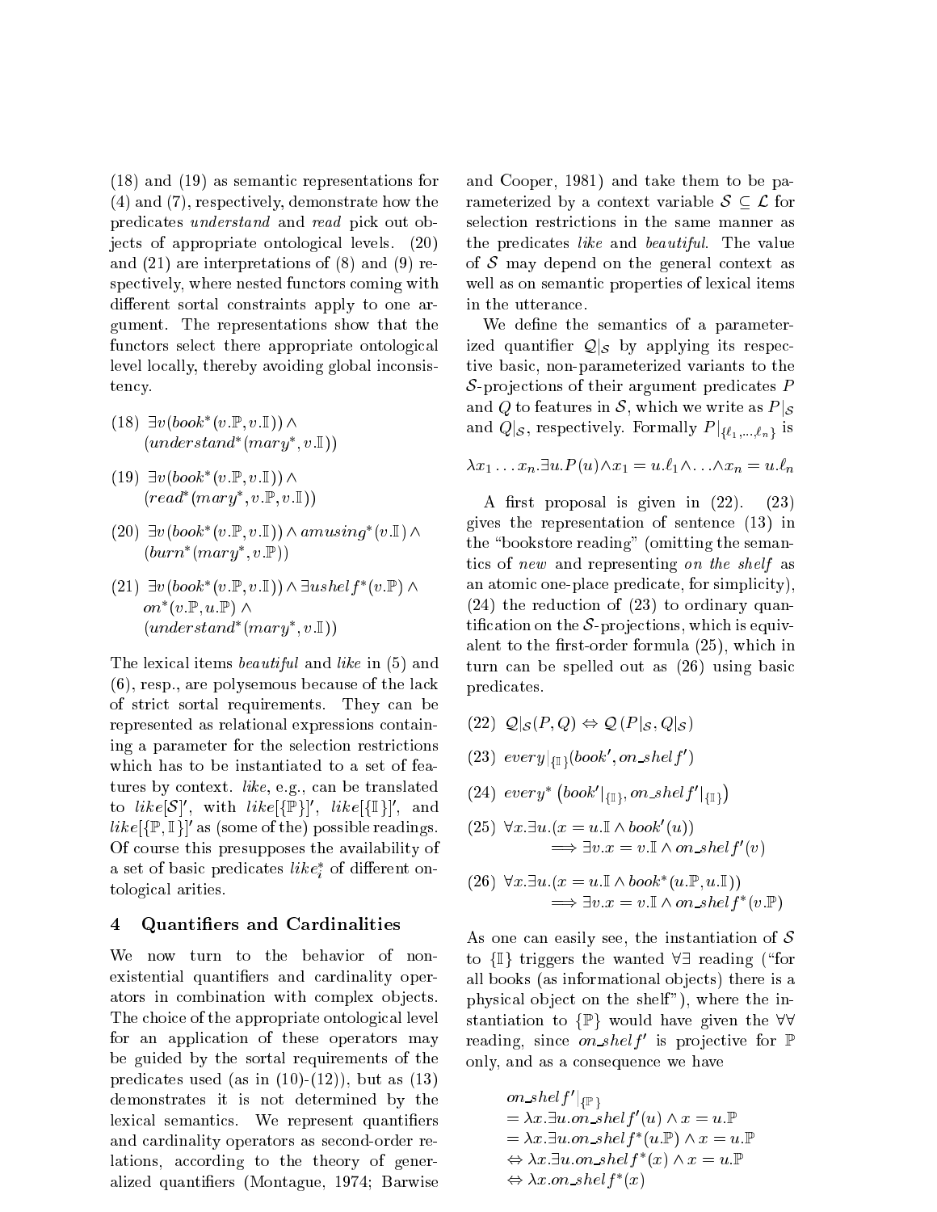(18) and (19) as semantic representations for (4) and (7), respectively, demonstrate how the predicates *understand* and *read* pick out objects of appropriate ontological levels. (20) and (21) are interpretations of (8) and (9) respectively, where nested functors coming with different sortal constraints apply to one argument. The representations show that the functors select there appropriate ontological level locally, thereby avoiding global inconsistency.

(18) $\exists v(book^*(v.\mathbb{P}, v.\mathbb{I})) \wedge (understand^*(mary^*, v.\mathbb{I}))$

(19) $\exists v(book^*(v.\mathbb{P}, v.\mathbb{I})) \wedge (read^*(mary^*, v.\mathbb{P}, v.\mathbb{I}))$

(20) $\exists v(book^*(v.\mathbb{P}, v.\mathbb{I})) \wedge amusing^*(v.\mathbb{I}) \wedge (burn^*(mary^*, v.\mathbb{P}))$

(21) $\exists v(book^*(v.\mathbb{P}, v.\mathbb{I})) \wedge \exists u shelf^*(v.\mathbb{P}) \wedge on^*(v.\mathbb{P}, u.\mathbb{P}) \wedge (understand^*(mary^*, v.\mathbb{I}))$

The lexical items *beautiful* and *like* in (5) and (6), resp., are polysemous because of the lack of strict sortal requirements. They can be represented as relational expressions containing a parameter for the selection restrictions which has to be instantiated to a set of features by context. *like*, e.g., can be translated to $like[\mathcal{S}]'$, with $like[\{\mathbb{P}\}]'$, $like[\{\mathbb{I}\}]'$, and $like[\{\mathbb{P}, \mathbb{I}\}]'$ as (some of the) possible readings. Of course this presupposes the availability of a set of basic predicates $like^*_i$ of different ontological arities.

## 4 Quantifiers and Cardinalities

We now turn to the behavior of non-existential quantifiers and cardinality operators in combination with complex objects. The choice of the appropriate ontological level for an application of these operators may be guided by the sortal requirements of the predicates used (as in (10)-(12)), but as (13) demonstrates it is not determined by the lexical semantics. We represent quantifiers and cardinality operators as second-order relations, according to the theory of generalized quantifiers (Montague, 1974; Barwise and Cooper, 1981) and take them to be parameterized by a context variable $\mathcal{S} \subseteq \mathcal{L}$ for selection restrictions in the same manner as the predicates *like* and *beautiful*. The value of $\mathcal{S}$ may depend on the general context as well as on semantic properties of lexical items in the utterance.

We define the semantics of a parameterized quantifier $\mathcal{Q}|_{\mathcal{S}}$ by applying its respective basic, non-parameterized variants to the $\mathcal{S}$-projections of their argument predicates $P$ and $Q$ to features in $\mathcal{S}$, which we write as $P|_{\mathcal{S}}$ and $Q|_{\mathcal{S}}$, respectively. Formally $P|_{\{\ell_1,\ldots,\ell_n\}}$ is

$$\lambda x_1 \ldots x_n.\exists u.P(u) \wedge x_1 = u.\ell_1 \wedge \ldots \wedge x_n = u.\ell_n$$

A first proposal is given in (22). (23) gives the representation of sentence (13) in the "bookstore reading" (omitting the semantics of *new* and representing *on the shelf* as an atomic one-place predicate, for simplicity), (24) the reduction of (23) to ordinary quantification on the $\mathcal{S}$-projections, which is equivalent to the first-order formula (25), which in turn can be spelled out as (26) using basic predicates.

(22) $\mathcal{Q}|_{\mathcal{S}}(P, Q) \Leftrightarrow \mathcal{Q}\,(P|_{\mathcal{S}}, Q|_{\mathcal{S}})$

(23) $every|_{\{\mathbb{I}\}}(book', on\_shelf')$

(24) $every^*\left(book'|_{\{\mathbb{I}\}}, on\_shelf'|_{\{\mathbb{I}\}}\right)$

(25) $\forall x.\exists u.(x = u.\mathbb{I} \wedge book'(u)) \Longrightarrow \exists v.x = v.\mathbb{I} \wedge on\_shelf'(v)$

(26) $\forall x.\exists u.(x = u.\mathbb{I} \wedge book^*(u.\mathbb{P}, u.\mathbb{I})) \Longrightarrow \exists v.x = v.\mathbb{I} \wedge on\_shelf^*(v.\mathbb{P})$

As one can easily see, the instantiation of $\mathcal{S}$ to $\{\mathbb{I}\}$ triggers the wanted $\forall\exists$ reading ("for all books (as informational objects) there is a physical object on the shelf"), where the instantiation to $\{\mathbb{P}\}$ would have given the $\forall\forall$ reading, since $on\_shelf'$ is projective for $\mathbb{P}$ only, and as a consequence we have

$$\begin{aligned}
& on\_shelf'|_{\{\mathbb{P}\}} \\
& = \lambda x.\exists u.on\_shelf'(u) \wedge x = u.\mathbb{P} \\
& = \lambda x.\exists u.on\_shelf^*(u.\mathbb{P}) \wedge x = u.\mathbb{P} \\
& \Leftrightarrow \lambda x.\exists u.on\_shelf^*(x) \wedge x = u.\mathbb{P} \\
& \Leftrightarrow \lambda x.on\_shelf^*(x)
\end{aligned}$$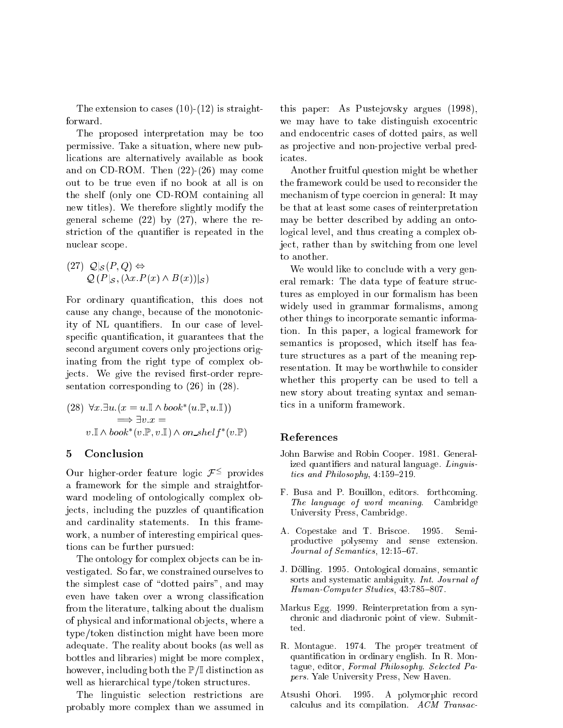The extension to cases (10)-(12) is straightforward.

The proposed interpretation may be too permissive. Take a situation, where new publications are alternatively available as book and on CD-ROM. Then (22)-(26) may come out to be true even if no book at all is on the shelf (only one CD-ROM containing all new titles). We therefore slightly modify the general scheme (22) by (27), where the restriction of the quantifier is repeated in the nuclear scope.

(27) $\mathcal{Q}|_{\mathcal{S}}(P,Q) \Leftrightarrow$
$\mathcal{Q}\,(P|_{\mathcal{S}}, (\lambda x.P(x) \wedge B(x))|_{\mathcal{S}})$

For ordinary quantification, this does not cause any change, because of the monotonicity of NL quantifiers. In our case of level-specific quantification, it guarantees that the second argument covers only projections originating from the right type of complex objects. We give the revised first-order representation corresponding to (26) in (28).

(28) $\forall x.\exists u.(x = u.\mathbb{I} \wedge book^{*}(u.\mathbb{P}, u.\mathbb{I}))$
$\Longrightarrow \exists v.x =$
$v.\mathbb{I} \wedge book^{*}(v.\mathbb{P}, v.\mathbb{I}) \wedge on\_shelf^{*}(v.\mathbb{P})$

## 5 Conclusion

Our higher-order feature logic $\mathcal{F}^{\leq}$ provides a framework for the simple and straightforward modeling of ontologically complex objects, including the puzzles of quantification and cardinality statements. In this framework, a number of interesting empirical questions can be further pursued:

The ontology for complex objects can be investigated. So far, we constrained ourselves to the simplest case of "dotted pairs", and may even have taken over a wrong classification from the literature, talking about the dualism of physical and informational objects, where a type/token distinction might have been more adequate. The reality about books (as well as bottles and libraries) might be more complex, however, including both the $\mathbb{P}/\mathbb{I}$ distinction as well as hierarchical type/token structures.

The linguistic selection restrictions are probably more complex than we assumed in this paper: As Pustejovsky argues (1998), we may have to take distinguish exocentric and endocentric cases of dotted pairs, as well as projective and non-projective verbal predicates.

Another fruitful question might be whether the framework could be used to reconsider the mechanism of type coercion in general: It may be that at least some cases of reinterpretation may be better described by adding an ontological level, and thus creating a complex object, rather than by switching from one level to another.

We would like to conclude with a very general remark: The data type of feature structures as employed in our formalism has been widely used in grammar formalisms, among other things to incorporate semantic information. In this paper, a logical framework for semantics is proposed, which itself has feature structures as a part of the meaning representation. It may be worthwhile to consider whether this property can be used to tell a new story about treating syntax and semantics in a uniform framework.

## References

John Barwise and Robin Cooper. 1981. Generalized quantifiers and natural language. *Linguistics and Philosophy*, 4:159–219.

F. Busa and P. Bouillon, editors. forthcoming. *The language of word meaning*. Cambridge University Press, Cambridge.

A. Copestake and T. Briscoe. 1995. Semi-productive polysemy and sense extension. *Journal of Semantics*, 12:15–67.

J. Dölling. 1995. Ontological domains, semantic sorts and systematic ambiguity. *Int. Journal of Human-Computer Studies*, 43:785–807.

Markus Egg. 1999. Reinterpretation from a synchronic and diachronic point of view. Submitted.

R. Montague. 1974. The proper treatment of quantification in ordinary english. In R. Montague, editor, *Formal Philosophy. Selected Papers*. Yale University Press, New Haven.

Atsushi Ohori. 1995. A polymorphic record calculus and its compilation. *ACM Transac-*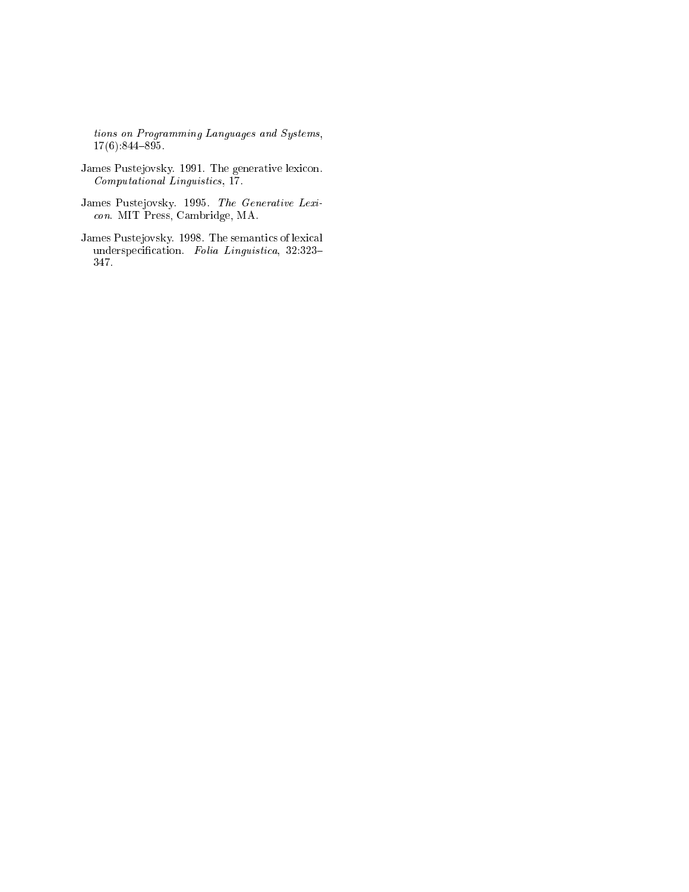*tions on Programming Languages and Systems*, 17(6):844–895.

James Pustejovsky. 1991. The generative lexicon. *Computational Linguistics*, 17.

James Pustejovsky. 1995. *The Generative Lexicon*. MIT Press, Cambridge, MA.

James Pustejovsky. 1998. The semantics of lexical underspecification. *Folia Linguistica*, 32:323–347.